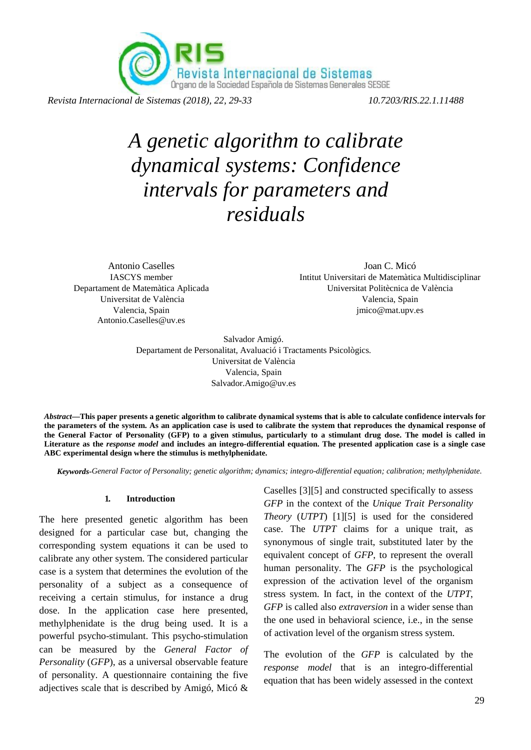# *A genetic algorithm to calibrate dynamical systems: Confidence intervals for parameters and residuals*

Antonio Caselles
IASCYS member
Departament de Matemàtica Aplicada
Universitat de València
Valencia, Spain
Antonio.Caselles@uv.es

Joan C. Micó
Intitut Universitari de Matemàtica Multidisciplinar
Universitat Politècnica de València
Valencia, Spain
jmico@mat.upv.es

Salvador Amigó.
Departament de Personalitat, Avaluació i Tractaments Psicològics.
Universitat de València
Valencia, Spain
Salvador.Amigo@uv.es

***Abstract*—This paper presents a genetic algorithm to calibrate dynamical systems that is able to calculate confidence intervals for the parameters of the system. As an application case is used to calibrate the system that reproduces the dynamical response of the General Factor of Personality (GFP) to a given stimulus, particularly to a stimulant drug dose. The model is called in Literature as the *response model* and includes an integro-differential equation. The presented application case is a single case ABC experimental design where the stimulus is methylphenidate.**

***Keywords-****General Factor of Personality; genetic algorithm; dynamics; integro-differential equation; calibration; methylphenidate.*

## 1. Introduction

The here presented genetic algorithm has been designed for a particular case but, changing the corresponding system equations it can be used to calibrate any other system. The considered particular case is a system that determines the evolution of the personality of a subject as a consequence of receiving a certain stimulus, for instance a drug dose. In the application case here presented, methylphenidate is the drug being used. It is a powerful psycho-stimulant. This psycho-stimulation can be measured by the *General Factor of Personality* (*GFP*), as a universal observable feature of personality. A questionnaire containing the five adjectives scale that is described by Amigó, Micó & Caselles [3][5] and constructed specifically to assess *GFP* in the context of the *Unique Trait Personality Theory* (*UTPT*) [1][5] is used for the considered case. The *UTPT* claims for a unique trait, as synonymous of single trait, substituted later by the equivalent concept of *GFP*, to represent the overall human personality. The *GFP* is the psychological expression of the activation level of the organism stress system. In fact, in the context of the *UTPT*, *GFP* is called also *extraversion* in a wider sense than the one used in behavioral science, i.e., in the sense of activation level of the organism stress system.

The evolution of the *GFP* is calculated by the *response model* that is an integro-differential equation that has been widely assessed in the context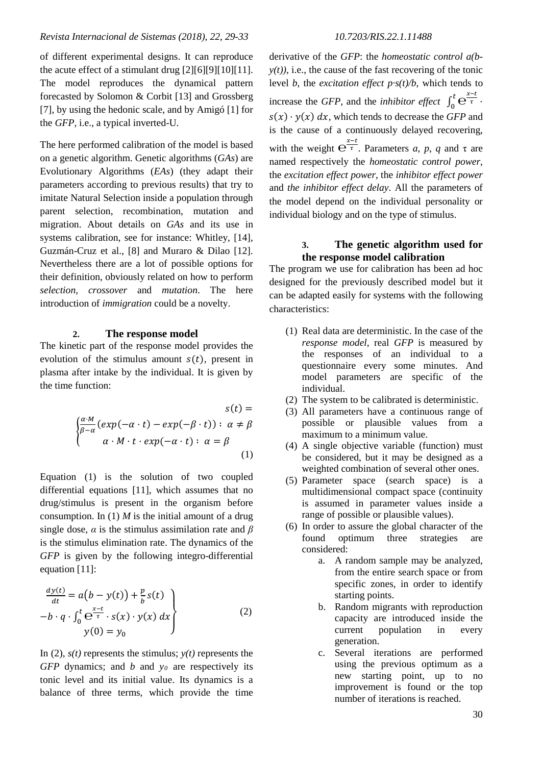of different experimental designs. It can reproduce the acute effect of a stimulant drug [2][6][9][10][11]. The model reproduces the dynamical pattern forecasted by Solomon & Corbit [13] and Grossberg [7], by using the hedonic scale, and by Amigó [1] for the *GFP*, i.e., a typical inverted-U.

The here performed calibration of the model is based on a genetic algorithm. Genetic algorithms (*GAs*) are Evolutionary Algorithms (*EAs*) (they adapt their parameters according to previous results) that try to imitate Natural Selection inside a population through parent selection, recombination, mutation and migration. About details on *GAs* and its use in systems calibration, see for instance: Whitley, [14], Guzmán-Cruz et al., [8] and Muraro & Dilao [12]. Nevertheless there are a lot of possible options for their definition, obviously related on how to perform *selection*, *crossover* and *mutation*. The here introduction of *immigration* could be a novelty.

## 2. The response model

The kinetic part of the response model provides the evolution of the stimulus amount $s(t)$, present in plasma after intake by the individual. It is given by the time function:

$$s(t) = \begin{cases} \frac{\alpha \cdot M}{\beta - \alpha}\left(exp(-\alpha \cdot t) - exp(-\beta \cdot t)\right) : \ \alpha \neq \beta \\ \alpha \cdot M \cdot t \cdot exp(-\alpha \cdot t) : \ \alpha = \beta \end{cases} \quad (1)$$

Equation (1) is the solution of two coupled differential equations [11], which assumes that no drug/stimulus is present in the organism before consumption. In (1) $M$ is the initial amount of a drug single dose, $\alpha$ is the stimulus assimilation rate and $\beta$ is the stimulus elimination rate. The dynamics of the *GFP* is given by the following integro-differential equation [11]:

$$\left.\begin{array}{c} \frac{dy(t)}{dt} = a\left(b - y(t)\right) + \frac{p}{b}s(t) \\ -b \cdot q \cdot \int_0^t e^{\frac{x-t}{\tau}} \cdot s(x) \cdot y(x)\, dx \\ y(0) = y_0 \end{array}\right\} \quad (2)$$

In (2), $s(t)$ represents the stimulus; $y(t)$ represents the *GFP* dynamics; and $b$ and $y_0$ are respectively its tonic level and its initial value. Its dynamics is a balance of three terms, which provide the time derivative of the *GFP*: the *homeostatic control* $a(b-y(t))$, i.e., the cause of the fast recovering of the tonic level $b$, the *excitation effect* $p \cdot s(t)/b$, which tends to increase the *GFP*, and the *inhibitor effect* $\int_0^t e^{\frac{x-t}{\tau}} \cdot s(x) \cdot y(x)\, dx$, which tends to decrease the *GFP* and is the cause of a continuously delayed recovering, with the weight $e^{\frac{x-t}{\tau}}$. Parameters $a$, $p$, $q$ and $\tau$ are named respectively the *homeostatic control power*, the *excitation effect power*, the *inhibitor effect power* and *the inhibitor effect delay*. All the parameters of the model depend on the individual personality or individual biology and on the type of stimulus.

## 3. The genetic algorithm used for the response model calibration

The program we use for calibration has been ad hoc designed for the previously described model but it can be adapted easily for systems with the following characteristics:

1. Real data are deterministic. In the case of the *response model*, real *GFP* is measured by the responses of an individual to a questionnaire every some minutes. And model parameters are specific of the individual.
2. The system to be calibrated is deterministic.
3. All parameters have a continuous range of possible or plausible values from a maximum to a minimum value.
4. A single objective variable (function) must be considered, but it may be designed as a weighted combination of several other ones.
5. Parameter space (search space) is a multidimensional compact space (continuity is assumed in parameter values inside a range of possible or plausible values).
6. In order to assure the global character of the found optimum three strategies are considered:
   a. A random sample may be analyzed, from the entire search space or from specific zones, in order to identify starting points.
   b. Random migrants with reproduction capacity are introduced inside the current population in every generation.
   c. Several iterations are performed using the previous optimum as a new starting point, up to no improvement is found or the top number of iterations is reached.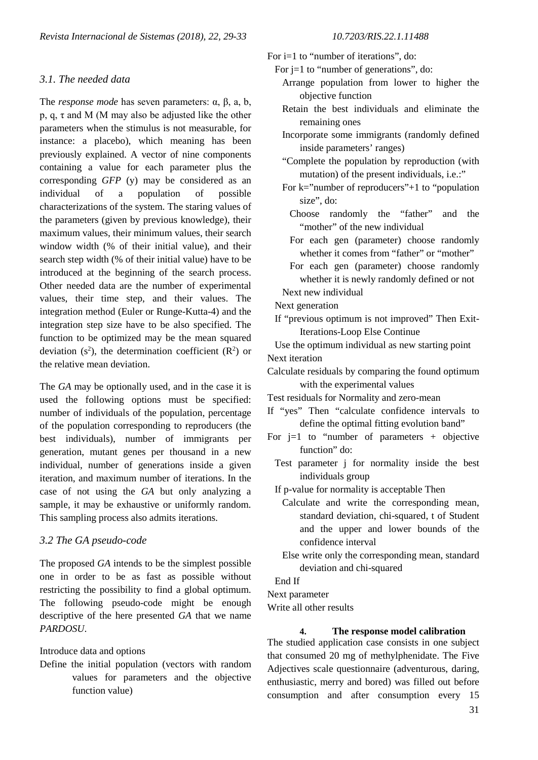### *3.1. The needed data*

The *response mode* has seven parameters: α, β, a, b, p, q, τ and M (M may also be adjusted like the other parameters when the stimulus is not measurable, for instance: a placebo), which meaning has been previously explained. A vector of nine components containing a value for each parameter plus the corresponding *GFP* (y) may be considered as an individual of a population of possible characterizations of the system. The staring values of the parameters (given by previous knowledge), their maximum values, their minimum values, their search window width (% of their initial value), and their search step width (% of their initial value) have to be introduced at the beginning of the search process. Other needed data are the number of experimental values, their time step, and their values. The integration method (Euler or Runge-Kutta-4) and the integration step size have to be also specified. The function to be optimized may be the mean squared deviation ($s^2$), the determination coefficient ($R^2$) or the relative mean deviation.

The *GA* may be optionally used, and in the case it is used the following options must be specified: number of individuals of the population, percentage of the population corresponding to reproducers (the best individuals), number of immigrants per generation, mutant genes per thousand in a new individual, number of generations inside a given iteration, and maximum number of iterations. In the case of not using the *GA* but only analyzing a sample, it may be exhaustive or uniformly random. This sampling process also admits iterations.

### *3.2 The GA pseudo-code*

The proposed *GA* intends to be the simplest possible one in order to be as fast as possible without restricting the possibility to find a global optimum. The following pseudo-code might be enough descriptive of the here presented *GA* that we name *PARDOSU*.

```
Introduce data and options
Define the initial population (vectors with random
        values for parameters and the objective
        function value)
For i=1 to "number of iterations", do:
  For j=1 to "number of generations", do:
    Arrange population from lower to higher the
        objective function
    Retain the best individuals and eliminate the
        remaining ones
    Incorporate some immigrants (randomly defined
        inside parameters' ranges)
    "Complete the population by reproduction (with
        mutation) of the present individuals, i.e.:"
    For k="number of reproducers"+1 to "population
        size", do:
      Choose randomly the "father" and the
        "mother" of the new individual
      For each gen (parameter) choose randomly
        whether it comes from "father" or "mother"
      For each gen (parameter) choose randomly
        whether it is newly randomly defined or not
    Next new individual
  Next generation
  If "previous optimum is not improved" Then Exit-
        Iterations-Loop Else Continue
  Use the optimum individual as new starting point
Next iteration
Calculate residuals by comparing the found optimum
        with the experimental values
Test residuals for Normality and zero-mean
If "yes" Then "calculate confidence intervals to
        define the optimal fitting evolution band"
For j=1 to "number of parameters + objective
        function" do:
  Test parameter j for normality inside the best
        individuals group
  If p-value for normality is acceptable Then
    Calculate and write the corresponding mean,
        standard deviation, chi-squared, t of Student
        and the upper and lower bounds of the
        confidence interval
    Else write only the corresponding mean, standard
        deviation and chi-squared
  End If
Next parameter
Write all other results
```

## 4. The response model calibration

The studied application case consists in one subject that consumed 20 mg of methylphenidate. The Five Adjectives scale questionnaire (adventurous, daring, enthusiastic, merry and bored) was filled out before consumption and after consumption every 15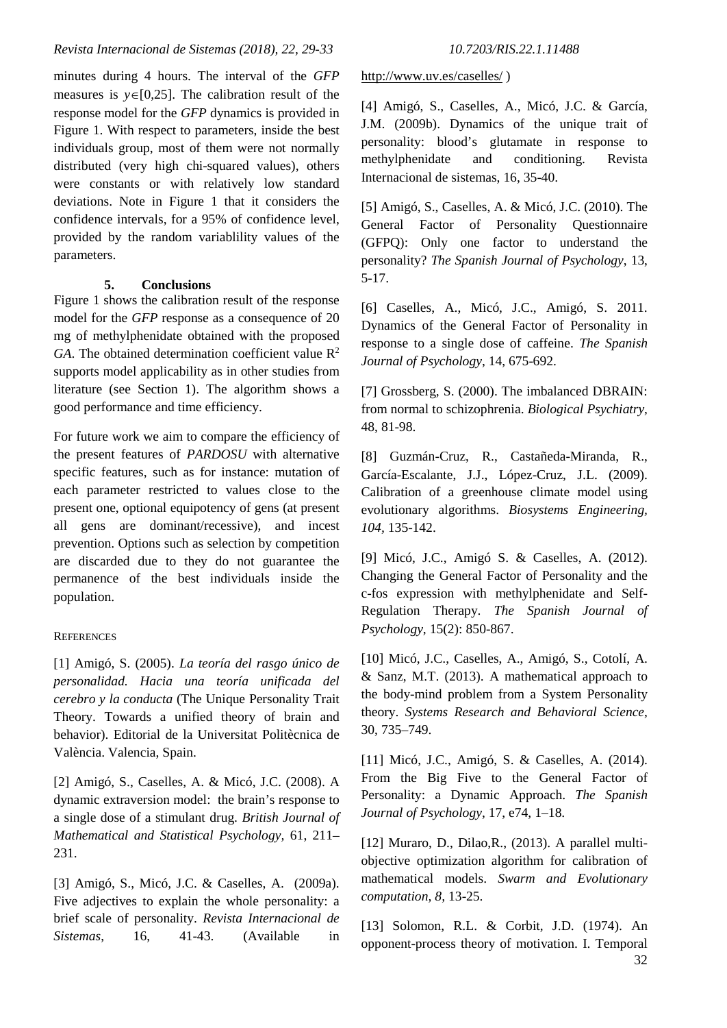minutes during 4 hours. The interval of the *GFP* measures is $y \in [0,25]$. The calibration result of the response model for the *GFP* dynamics is provided in Figure 1. With respect to parameters, inside the best individuals group, most of them were not normally distributed (very high chi-squared values), others were constants or with relatively low standard deviations. Note in Figure 1 that it considers the confidence intervals, for a 95% of confidence level, provided by the random variablility values of the parameters.

## 5. Conclusions

Figure 1 shows the calibration result of the response model for the *GFP* response as a consequence of 20 mg of methylphenidate obtained with the proposed *GA*. The obtained determination coefficient value $R^2$ supports model applicability as in other studies from literature (see Section 1). The algorithm shows a good performance and time efficiency.

For future work we aim to compare the efficiency of the present features of *PARDOSU* with alternative specific features, such as for instance: mutation of each parameter restricted to values close to the present one, optional equipotency of gens (at present all gens are dominant/recessive), and incest prevention. Options such as selection by competition are discarded due to they do not guarantee the permanence of the best individuals inside the population.

## References

[1] Amigó, S. (2005). *La teoría del rasgo único de personalidad. Hacia una teoría unificada del cerebro y la conducta* (The Unique Personality Trait Theory. Towards a unified theory of brain and behavior). Editorial de la Universitat Politècnica de València. Valencia, Spain.

[2] Amigó, S., Caselles, A. & Micó, J.C. (2008). A dynamic extraversion model: the brain's response to a single dose of a stimulant drug. *British Journal of Mathematical and Statistical Psychology,* 61, 211–231.

[3] Amigó, S., Micó, J.C. & Caselles, A. (2009a). Five adjectives to explain the whole personality: a brief scale of personality. *Revista Internacional de Sistemas*, 16, 41-43. (Available in http://www.uv.es/caselles/ )

[4] Amigó, S., Caselles, A., Micó, J.C. & García, J.M. (2009b). Dynamics of the unique trait of personality: blood's glutamate in response to methylphenidate and conditioning. Revista Internacional de sistemas, 16, 35-40.

[5] Amigó, S., Caselles, A. & Micó, J.C. (2010). The General Factor of Personality Questionnaire (GFPQ): Only one factor to understand the personality? *The Spanish Journal of Psychology*, 13, 5-17.

[6] Caselles, A., Micó, J.C., Amigó, S. 2011. Dynamics of the General Factor of Personality in response to a single dose of caffeine. *The Spanish Journal of Psychology*, 14, 675-692.

[7] Grossberg, S. (2000). The imbalanced DBRAIN: from normal to schizophrenia. *Biological Psychiatry*, 48, 81-98.

[8] Guzmán-Cruz, R., Castañeda-Miranda, R., García-Escalante, J.J., López-Cruz, J.L. (2009). Calibration of a greenhouse climate model using evolutionary algorithms. *Biosystems Engineering*, *104*, 135-142.

[9] Micó, J.C., Amigó S. & Caselles, A. (2012). Changing the General Factor of Personality and the c-fos expression with methylphenidate and Self-Regulation Therapy. *The Spanish Journal of Psychology*, 15(2): 850-867.

[10] Micó, J.C., Caselles, A., Amigó, S., Cotolí, A. & Sanz, M.T. (2013). A mathematical approach to the body-mind problem from a System Personality theory. *Systems Research and Behavioral Science*, 30, 735–749.

[11] Micó, J.C., Amigó, S. & Caselles, A. (2014). From the Big Five to the General Factor of Personality: a Dynamic Approach. *The Spanish Journal of Psychology*, 17, e74, 1–18.

[12] Muraro, D., Dilao,R., (2013). A parallel multi-objective optimization algorithm for calibration of mathematical models. *Swarm and Evolutionary computation, 8*, 13-25.

[13] Solomon, R.L. & Corbit, J.D. (1974). An opponent-process theory of motivation. I. Temporal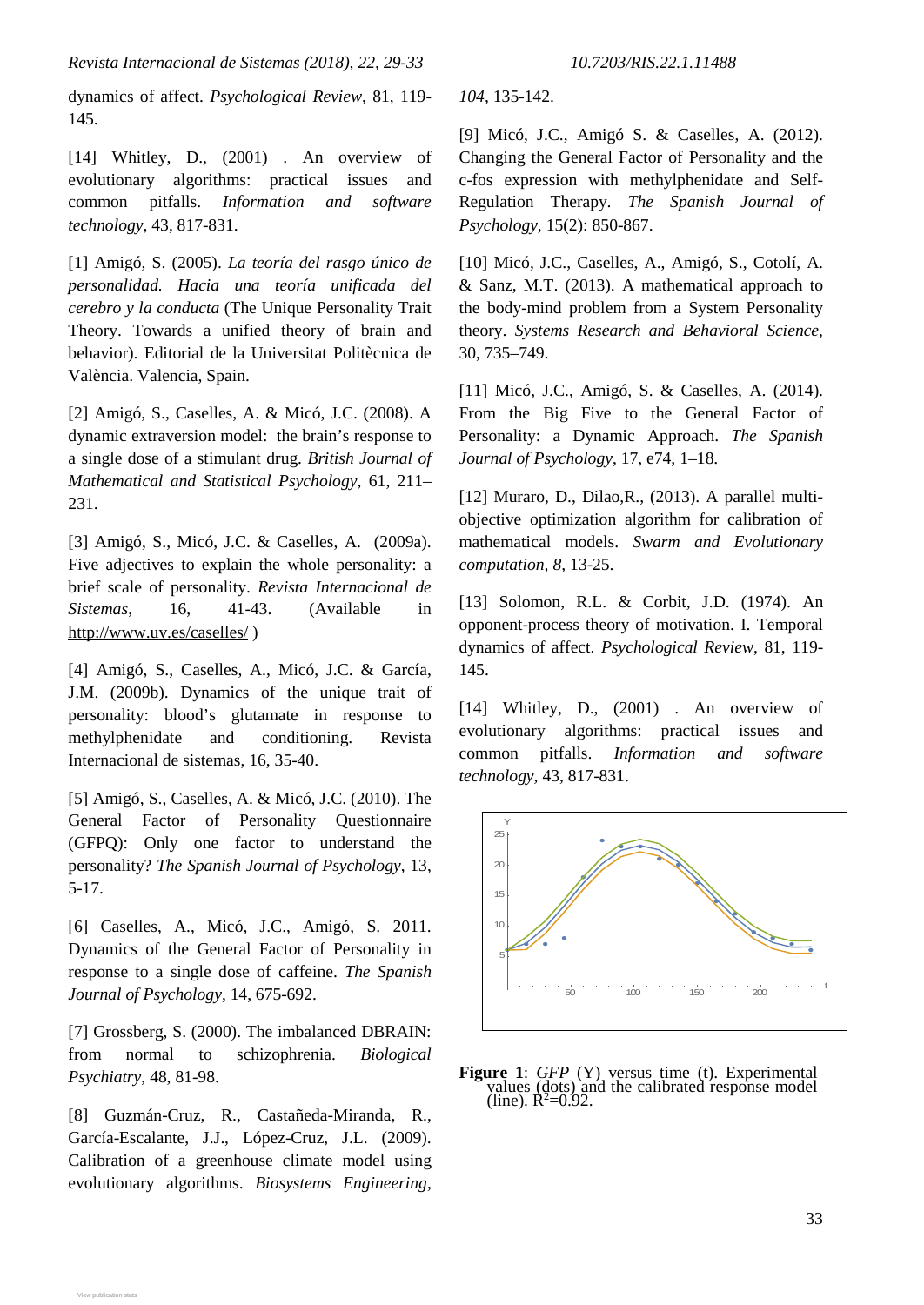dynamics of affect. *Psychological Review*, 81, 119-145.

[14] Whitley, D., (2001) . An overview of evolutionary algorithms: practical issues and common pitfalls. *Information and software technology*, 43, 817-831.

[1] Amigó, S. (2005). *La teoría del rasgo único de personalidad. Hacia una teoría unificada del cerebro y la conducta* (The Unique Personality Trait Theory. Towards a unified theory of brain and behavior). Editorial de la Universitat Politècnica de València. Valencia, Spain.

[2] Amigó, S., Caselles, A. & Micó, J.C. (2008). A dynamic extraversion model: the brain's response to a single dose of a stimulant drug. *British Journal of Mathematical and Statistical Psychology*, 61, 211–231.

[3] Amigó, S., Micó, J.C. & Caselles, A. (2009a). Five adjectives to explain the whole personality: a brief scale of personality. *Revista Internacional de Sistemas*, 16, 41-43. (Available in http://www.uv.es/caselles/ )

[4] Amigó, S., Caselles, A., Micó, J.C. & García, J.M. (2009b). Dynamics of the unique trait of personality: blood's glutamate in response to methylphenidate and conditioning. Revista Internacional de sistemas, 16, 35-40.

[5] Amigó, S., Caselles, A. & Micó, J.C. (2010). The General Factor of Personality Questionnaire (GFPQ): Only one factor to understand the personality? *The Spanish Journal of Psychology*, 13, 5-17.

[6] Caselles, A., Micó, J.C., Amigó, S. 2011. Dynamics of the General Factor of Personality in response to a single dose of caffeine. *The Spanish Journal of Psychology*, 14, 675-692.

[7] Grossberg, S. (2000). The imbalanced DBRAIN: from normal to schizophrenia. *Biological Psychiatry*, 48, 81-98.

[8] Guzmán-Cruz, R., Castañeda-Miranda, R., García-Escalante, J.J., López-Cruz, J.L. (2009). Calibration of a greenhouse climate model using evolutionary algorithms. *Biosystems Engineering*, *104*, 135-142.

[9] Micó, J.C., Amigó S. & Caselles, A. (2012). Changing the General Factor of Personality and the c-fos expression with methylphenidate and Self-Regulation Therapy. *The Spanish Journal of Psychology*, 15(2): 850-867.

[10] Micó, J.C., Caselles, A., Amigó, S., Cotolí, A. & Sanz, M.T. (2013). A mathematical approach to the body-mind problem from a System Personality theory. *Systems Research and Behavioral Science*, 30, 735–749.

[11] Micó, J.C., Amigó, S. & Caselles, A. (2014). From the Big Five to the General Factor of Personality: a Dynamic Approach. *The Spanish Journal of Psychology*, 17, e74, 1–18.

[12] Muraro, D., Dilao,R., (2013). A parallel multi-objective optimization algorithm for calibration of mathematical models. *Swarm and Evolutionary computation, 8*, 13-25.

[13] Solomon, R.L. & Corbit, J.D. (1974). An opponent-process theory of motivation. I. Temporal dynamics of affect. *Psychological Review*, 81, 119-145.

[14] Whitley, D., (2001) . An overview of evolutionary algorithms: practical issues and common pitfalls. *Information and software technology*, 43, 817-831.

Y
25
20
15
10
5
50
100
150
200
t

**Figure 1**: *GFP* (Y) versus time (t). Experimental values (dots) and the calibrated response model (line). $R^2$=0.92.